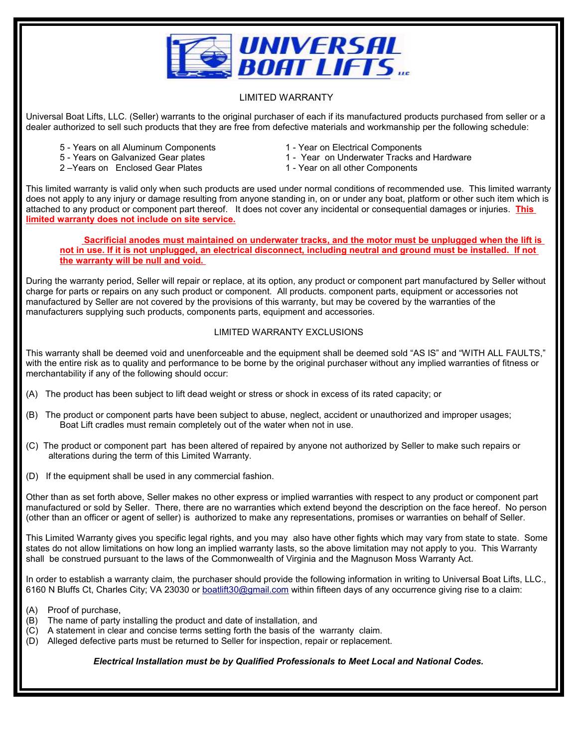# UNIVERSAL BOAT LIFTS LLC

## LIMITED WARRANTY

Universal Boat Lifts, LLC. (Seller) warrants to the original purchaser of each if its manufactured products purchased from seller or a dealer authorized to sell such products that they are free from defective materials and workmanship per the following schedule:

- 5 - Years on all Aluminum Components
- 5 - Years on Galvanized Gear plates
- 2 –Years on Enclosed Gear Plates
- 1 - Year on Electrical Components
- 1 - Year on Underwater Tracks and Hardware
- 1 - Year on all other Components

This limited warranty is valid only when such products are used under normal conditions of recommended use. This limited warranty does not apply to any injury or damage resulting from anyone standing in, on or under any boat, platform or other such item which is attached to any product or component part thereof. It does not cover any incidental or consequential damages or injuries. **This limited warranty does not include on site service.**

**Sacrificial anodes must maintained on underwater tracks, and the motor must be unplugged when the lift is not in use. If it is not unplugged, an electrical disconnect, including neutral and ground must be installed. If not the warranty will be null and void.**

During the warranty period, Seller will repair or replace, at its option, any product or component part manufactured by Seller without charge for parts or repairs on any such product or component. All products. component parts, equipment or accessories not manufactured by Seller are not covered by the provisions of this warranty, but may be covered by the warranties of the manufacturers supplying such products, components parts, equipment and accessories.

## LIMITED WARRANTY EXCLUSIONS

This warranty shall be deemed void and unenforceable and the equipment shall be deemed sold "AS IS" and "WITH ALL FAULTS," with the entire risk as to quality and performance to be borne by the original purchaser without any implied warranties of fitness or merchantability if any of the following should occur:

(A) The product has been subject to lift dead weight or stress or shock in excess of its rated capacity; or

(B) The product or component parts have been subject to abuse, neglect, accident or unauthorized and improper usages; Boat Lift cradles must remain completely out of the water when not in use.

(C) The product or component part has been altered of repaired by anyone not authorized by Seller to make such repairs or alterations during the term of this Limited Warranty.

(D) If the equipment shall be used in any commercial fashion.

Other than as set forth above, Seller makes no other express or implied warranties with respect to any product or component part manufactured or sold by Seller. There, there are no warranties which extend beyond the description on the face hereof. No person (other than an officer or agent of seller) is authorized to make any representations, promises or warranties on behalf of Seller.

This Limited Warranty gives you specific legal rights, and you may also have other fights which may vary from state to state. Some states do not allow limitations on how long an implied warranty lasts, so the above limitation may not apply to you. This Warranty shall be construed pursuant to the laws of the Commonwealth of Virginia and the Magnuson Moss Warranty Act.

In order to establish a warranty claim, the purchaser should provide the following information in writing to Universal Boat Lifts, LLC., 6160 N Bluffs Ct, Charles City; VA 23030 or boatlift30@gmail.com within fifteen days of any occurrence giving rise to a claim:

(A) Proof of purchase,
(B) The name of party installing the product and date of installation, and
(C) A statement in clear and concise terms setting forth the basis of the warranty claim.
(D) Alleged defective parts must be returned to Seller for inspection, repair or replacement.

***Electrical Installation must be by Qualified Professionals to Meet Local and National Codes.***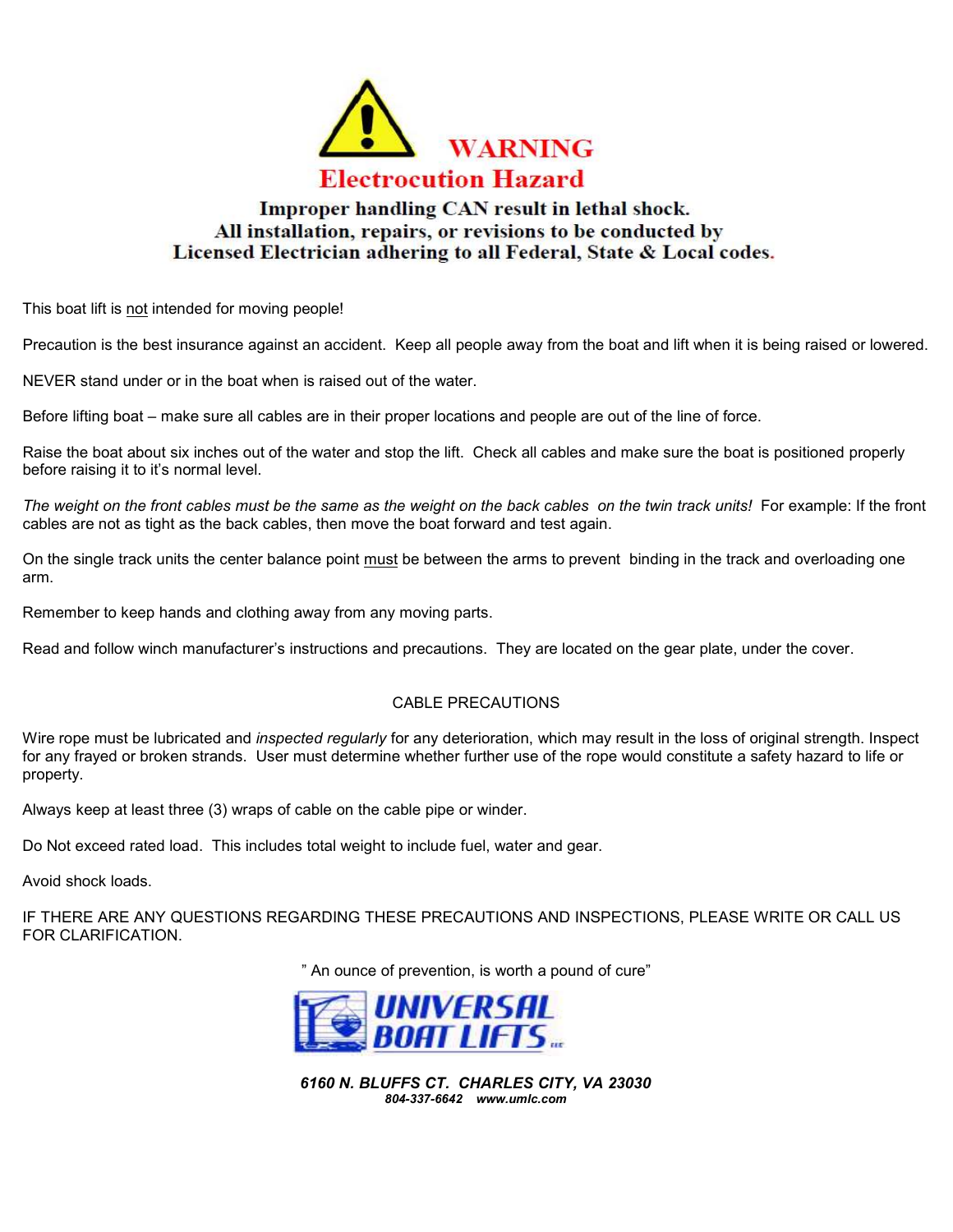# WARNING

## Electrocution Hazard

**Improper handling CAN result in lethal shock.**
**All installation, repairs, or revisions to be conducted by**
**Licensed Electrician adhering to all Federal, State & Local codes.**

This boat lift is not intended for moving people!

Precaution is the best insurance against an accident. Keep all people away from the boat and lift when it is being raised or lowered.

NEVER stand under or in the boat when is raised out of the water.

Before lifting boat – make sure all cables are in their proper locations and people are out of the line of force.

Raise the boat about six inches out of the water and stop the lift. Check all cables and make sure the boat is positioned properly before raising it to it's normal level.

*The weight on the front cables must be the same as the weight on the back cables on the twin track units!* For example: If the front cables are not as tight as the back cables, then move the boat forward and test again.

On the single track units the center balance point must be between the arms to prevent binding in the track and overloading one arm.

Remember to keep hands and clothing away from any moving parts.

Read and follow winch manufacturer's instructions and precautions. They are located on the gear plate, under the cover.

## CABLE PRECAUTIONS

Wire rope must be lubricated and *inspected regularly* for any deterioration, which may result in the loss of original strength. Inspect for any frayed or broken strands. User must determine whether further use of the rope would constitute a safety hazard to life or property.

Always keep at least three (3) wraps of cable on the cable pipe or winder.

Do Not exceed rated load. This includes total weight to include fuel, water and gear.

Avoid shock loads.

IF THERE ARE ANY QUESTIONS REGARDING THESE PRECAUTIONS AND INSPECTIONS, PLEASE WRITE OR CALL US FOR CLARIFICATION.

" An ounce of prevention, is worth a pound of cure"

UNIVERSAL BOAT LIFTS LLC

***6160 N. BLUFFS CT. CHARLES CITY, VA 23030***
***804-337-6642 www.umlc.com***